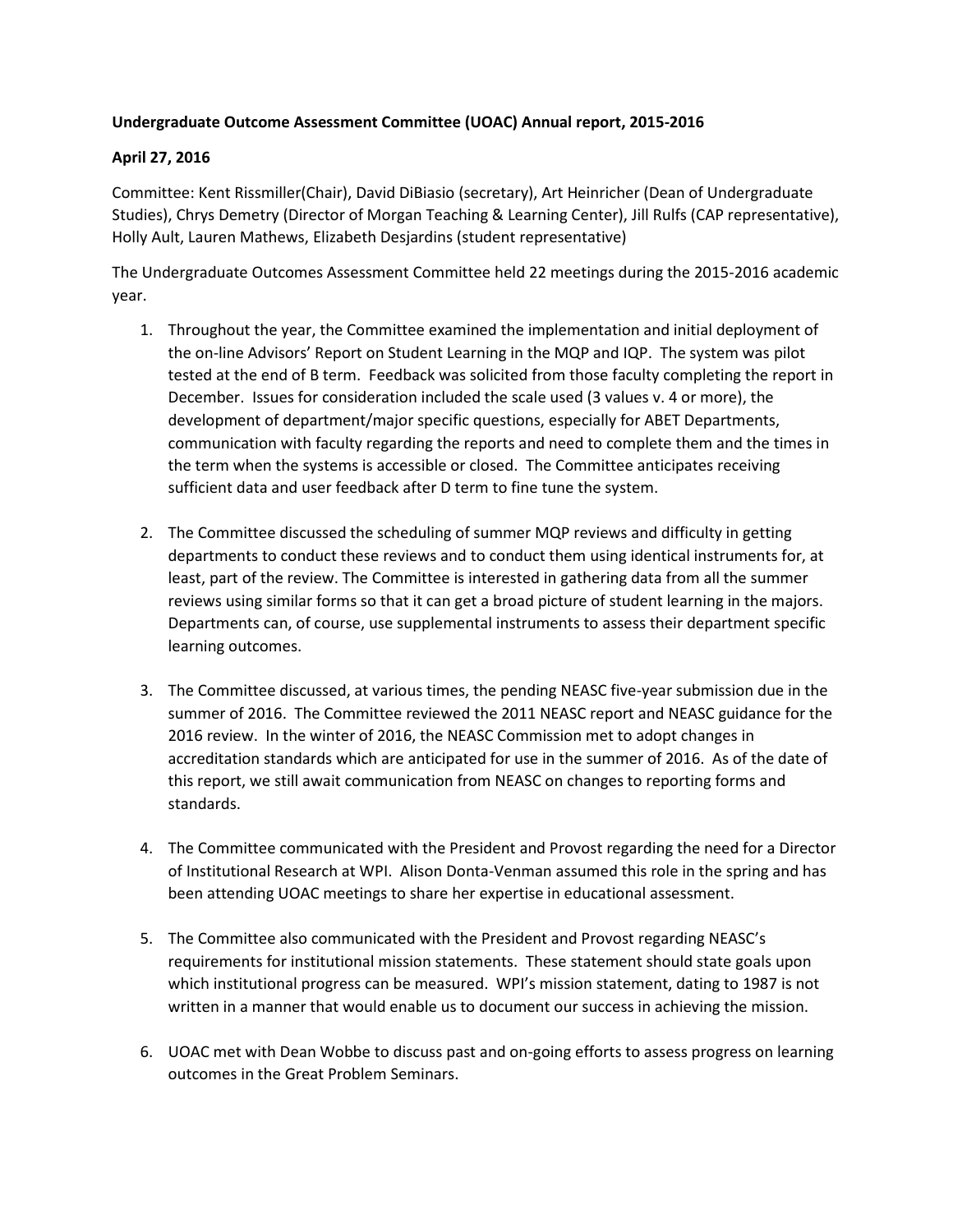**Undergraduate Outcome Assessment Committee (UOAC) Annual report, 2015-2016**

**April 27, 2016**

Committee: Kent Rissmiller(Chair), David DiBiasio (secretary), Art Heinricher (Dean of Undergraduate Studies), Chrys Demetry (Director of Morgan Teaching & Learning Center), Jill Rulfs (CAP representative), Holly Ault, Lauren Mathews, Elizabeth Desjardins (student representative)

The Undergraduate Outcomes Assessment Committee held 22 meetings during the 2015-2016 academic year.

1. Throughout the year, the Committee examined the implementation and initial deployment of the on-line Advisors' Report on Student Learning in the MQP and IQP. The system was pilot tested at the end of B term. Feedback was solicited from those faculty completing the report in December. Issues for consideration included the scale used (3 values v. 4 or more), the development of department/major specific questions, especially for ABET Departments, communication with faculty regarding the reports and need to complete them and the times in the term when the systems is accessible or closed. The Committee anticipates receiving sufficient data and user feedback after D term to fine tune the system.

2. The Committee discussed the scheduling of summer MQP reviews and difficulty in getting departments to conduct these reviews and to conduct them using identical instruments for, at least, part of the review. The Committee is interested in gathering data from all the summer reviews using similar forms so that it can get a broad picture of student learning in the majors. Departments can, of course, use supplemental instruments to assess their department specific learning outcomes.

3. The Committee discussed, at various times, the pending NEASC five-year submission due in the summer of 2016. The Committee reviewed the 2011 NEASC report and NEASC guidance for the 2016 review. In the winter of 2016, the NEASC Commission met to adopt changes in accreditation standards which are anticipated for use in the summer of 2016. As of the date of this report, we still await communication from NEASC on changes to reporting forms and standards.

4. The Committee communicated with the President and Provost regarding the need for a Director of Institutional Research at WPI. Alison Donta-Venman assumed this role in the spring and has been attending UOAC meetings to share her expertise in educational assessment.

5. The Committee also communicated with the President and Provost regarding NEASC's requirements for institutional mission statements. These statement should state goals upon which institutional progress can be measured. WPI's mission statement, dating to 1987 is not written in a manner that would enable us to document our success in achieving the mission.

6. UOAC met with Dean Wobbe to discuss past and on-going efforts to assess progress on learning outcomes in the Great Problem Seminars.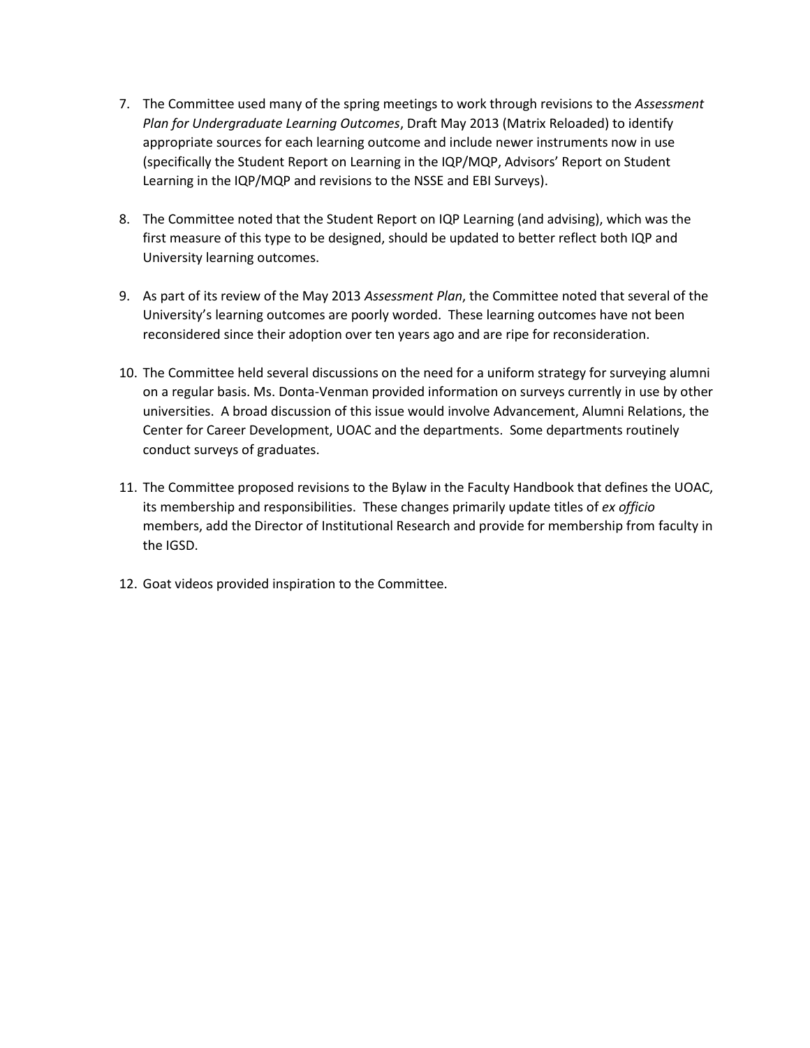7. The Committee used many of the spring meetings to work through revisions to the *Assessment Plan for Undergraduate Learning Outcomes*, Draft May 2013 (Matrix Reloaded) to identify appropriate sources for each learning outcome and include newer instruments now in use (specifically the Student Report on Learning in the IQP/MQP, Advisors' Report on Student Learning in the IQP/MQP and revisions to the NSSE and EBI Surveys).

8. The Committee noted that the Student Report on IQP Learning (and advising), which was the first measure of this type to be designed, should be updated to better reflect both IQP and University learning outcomes.

9. As part of its review of the May 2013 *Assessment Plan*, the Committee noted that several of the University's learning outcomes are poorly worded. These learning outcomes have not been reconsidered since their adoption over ten years ago and are ripe for reconsideration.

10. The Committee held several discussions on the need for a uniform strategy for surveying alumni on a regular basis. Ms. Donta-Venman provided information on surveys currently in use by other universities. A broad discussion of this issue would involve Advancement, Alumni Relations, the Center for Career Development, UOAC and the departments. Some departments routinely conduct surveys of graduates.

11. The Committee proposed revisions to the Bylaw in the Faculty Handbook that defines the UOAC, its membership and responsibilities. These changes primarily update titles of *ex officio* members, add the Director of Institutional Research and provide for membership from faculty in the IGSD.

12. Goat videos provided inspiration to the Committee.